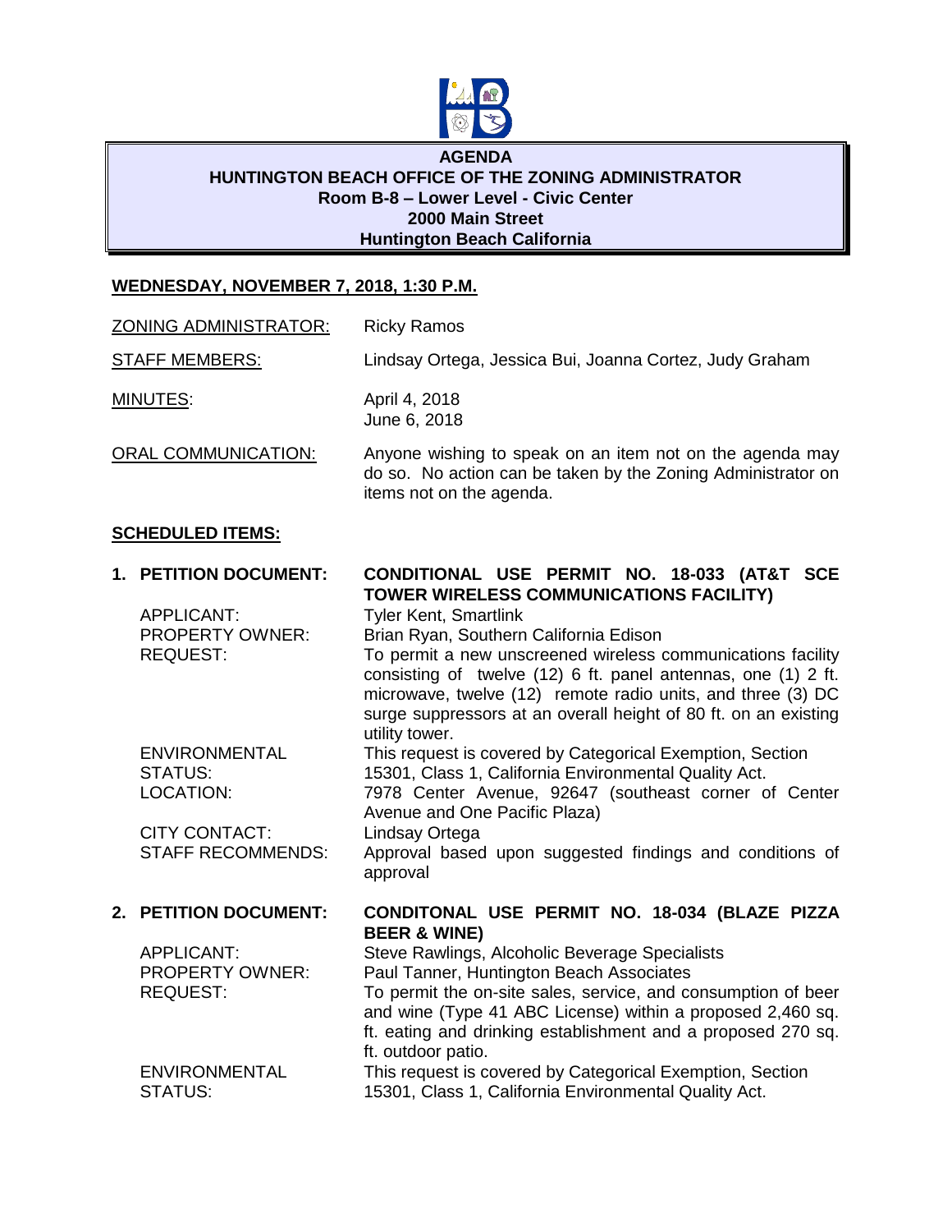# AGENDA
## HUNTINGTON BEACH OFFICE OF THE ZONING ADMINISTRATOR
**Room B-8 – Lower Level - Civic Center**
**2000 Main Street**
**Huntington Beach California**

**WEDNESDAY, NOVEMBER 7, 2018, 1:30 P.M.**

ZONING ADMINISTRATOR: Ricky Ramos

STAFF MEMBERS: Lindsay Ortega, Jessica Bui, Joanna Cortez, Judy Graham

MINUTES: April 4, 2018
June 6, 2018

ORAL COMMUNICATION: Anyone wishing to speak on an item not on the agenda may do so. No action can be taken by the Zoning Administrator on items not on the agenda.

**SCHEDULED ITEMS:**

**1. PETITION DOCUMENT: CONDITIONAL USE PERMIT NO. 18-033 (AT&T SCE TOWER WIRELESS COMMUNICATIONS FACILITY)**

APPLICANT: Tyler Kent, Smartlink

PROPERTY OWNER: Brian Ryan, Southern California Edison

REQUEST: To permit a new unscreened wireless communications facility consisting of twelve (12) 6 ft. panel antennas, one (1) 2 ft. microwave, twelve (12) remote radio units, and three (3) DC surge suppressors at an overall height of 80 ft. on an existing utility tower.

ENVIRONMENTAL STATUS: This request is covered by Categorical Exemption, Section 15301, Class 1, California Environmental Quality Act.

LOCATION: 7978 Center Avenue, 92647 (southeast corner of Center Avenue and One Pacific Plaza)

CITY CONTACT: Lindsay Ortega

STAFF RECOMMENDS: Approval based upon suggested findings and conditions of approval

**2. PETITION DOCUMENT: CONDITONAL USE PERMIT NO. 18-034 (BLAZE PIZZA BEER & WINE)**

APPLICANT: Steve Rawlings, Alcoholic Beverage Specialists

PROPERTY OWNER: Paul Tanner, Huntington Beach Associates

REQUEST: To permit the on-site sales, service, and consumption of beer and wine (Type 41 ABC License) within a proposed 2,460 sq. ft. eating and drinking establishment and a proposed 270 sq. ft. outdoor patio.

ENVIRONMENTAL STATUS: This request is covered by Categorical Exemption, Section 15301, Class 1, California Environmental Quality Act.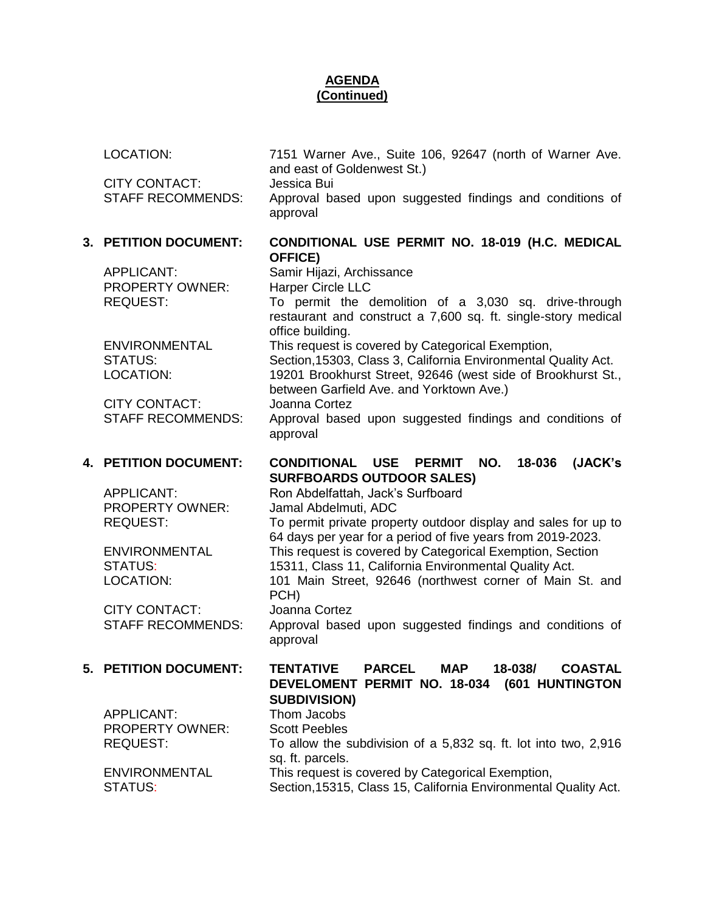**AGENDA**
**(Continued)**

LOCATION: 7151 Warner Ave., Suite 106, 92647 (north of Warner Ave. and east of Goldenwest St.)
CITY CONTACT: Jessica Bui
STAFF RECOMMENDS: Approval based upon suggested findings and conditions of approval

**3. PETITION DOCUMENT: CONDITIONAL USE PERMIT NO. 18-019 (H.C. MEDICAL OFFICE)**

APPLICANT: Samir Hijazi, Archissance
PROPERTY OWNER: Harper Circle LLC
REQUEST: To permit the demolition of a 3,030 sq. drive-through restaurant and construct a 7,600 sq. ft. single-story medical office building.
ENVIRONMENTAL STATUS: This request is covered by Categorical Exemption, Section,15303, Class 3, California Environmental Quality Act.
LOCATION: 19201 Brookhurst Street, 92646 (west side of Brookhurst St., between Garfield Ave. and Yorktown Ave.)
CITY CONTACT: Joanna Cortez
STAFF RECOMMENDS: Approval based upon suggested findings and conditions of approval

**4. PETITION DOCUMENT: CONDITIONAL USE PERMIT NO. 18-036 (JACK's SURFBOARDS OUTDOOR SALES)**

APPLICANT: Ron Abdelfattah, Jack's Surfboard
PROPERTY OWNER: Jamal Abdelmuti, ADC
REQUEST: To permit private property outdoor display and sales for up to 64 days per year for a period of five years from 2019-2023.
ENVIRONMENTAL STATUS: This request is covered by Categorical Exemption, Section 15311, Class 11, California Environmental Quality Act.
LOCATION: 101 Main Street, 92646 (northwest corner of Main St. and PCH)
CITY CONTACT: Joanna Cortez
STAFF RECOMMENDS: Approval based upon suggested findings and conditions of approval

**5. PETITION DOCUMENT: TENTATIVE PARCEL MAP 18-038/ COASTAL DEVELOMENT PERMIT NO. 18-034 (601 HUNTINGTON SUBDIVISION)**

APPLICANT: Thom Jacobs
PROPERTY OWNER: Scott Peebles
REQUEST: To allow the subdivision of a 5,832 sq. ft. lot into two, 2,916 sq. ft. parcels.
ENVIRONMENTAL STATUS: This request is covered by Categorical Exemption, Section,15315, Class 15, California Environmental Quality Act.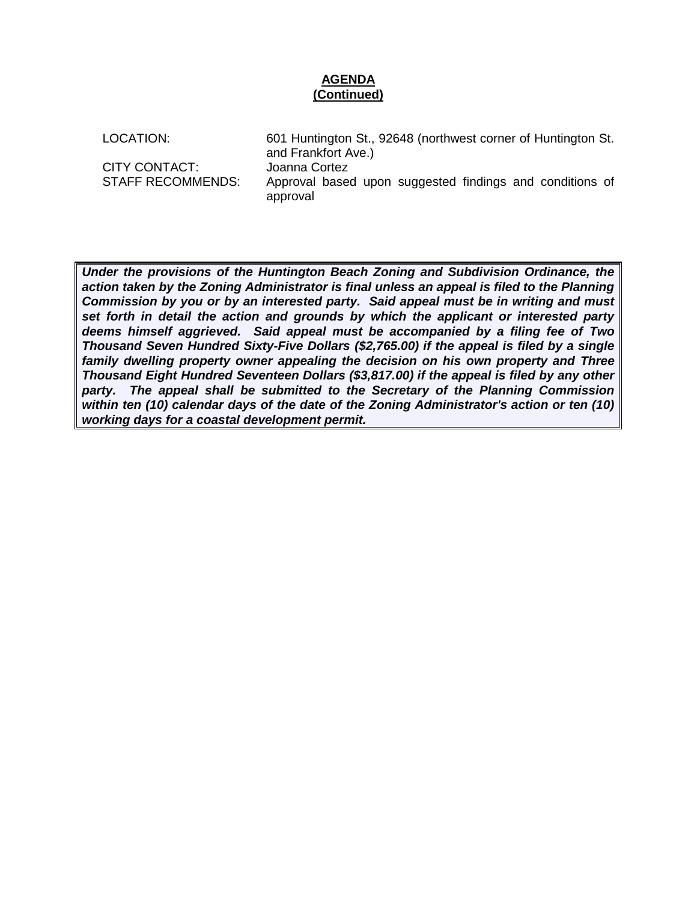**AGENDA**
**(Continued)**

| | |
|---|---|
| LOCATION: | 601 Huntington St., 92648 (northwest corner of Huntington St. and Frankfort Ave.) |
| CITY CONTACT: | Joanna Cortez |
| STAFF RECOMMENDS: | Approval based upon suggested findings and conditions of approval |

***Under the provisions of the Huntington Beach Zoning and Subdivision Ordinance, the action taken by the Zoning Administrator is final unless an appeal is filed to the Planning Commission by you or by an interested party. Said appeal must be in writing and must set forth in detail the action and grounds by which the applicant or interested party deems himself aggrieved. Said appeal must be accompanied by a filing fee of Two Thousand Seven Hundred Sixty-Five Dollars ($2,765.00) if the appeal is filed by a single family dwelling property owner appealing the decision on his own property and Three Thousand Eight Hundred Seventeen Dollars ($3,817.00) if the appeal is filed by any other party. The appeal shall be submitted to the Secretary of the Planning Commission within ten (10) calendar days of the date of the Zoning Administrator's action or ten (10) working days for a coastal development permit.***